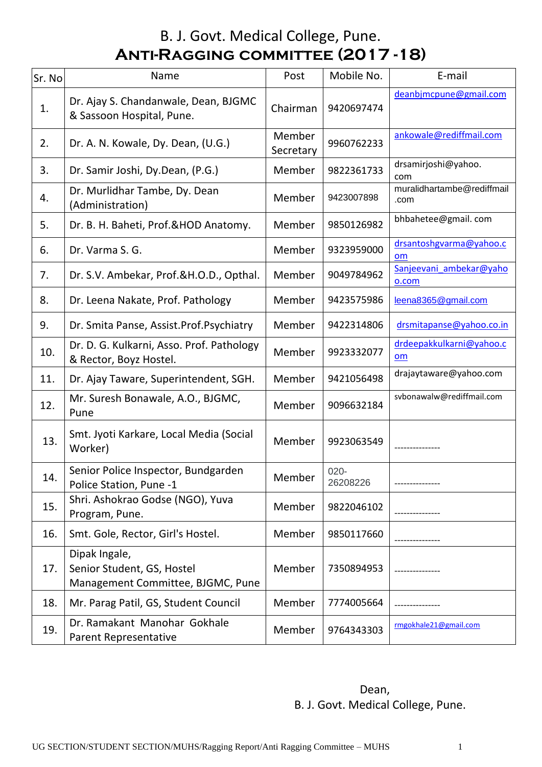# B. J. Govt. Medical College, Pune.

## ANTI-RAGGING COMMITTEE (2017 -18)

| Sr. No | Name | Post | Mobile No. | E-mail |
|---|---|---|---|---|
| 1. | Dr. Ajay S. Chandanwale, Dean, BJGMC & Sassoon Hospital, Pune. | Chairman | 9420697474 | deanbjmcpune@gmail.com |
| 2. | Dr. A. N. Kowale, Dy. Dean, (U.G.) | Member Secretary | 9960762233 | ankowale@rediffmail.com |
| 3. | Dr. Samir Joshi, Dy.Dean, (P.G.) | Member | 9822361733 | drsamirjoshi@yahoo. com |
| 4. | Dr. Murlidhar Tambe, Dy. Dean (Administration) | Member | 9423007898 | muralidhartambe@rediffmail .com |
| 5. | Dr. B. H. Baheti, Prof.&HOD Anatomy. | Member | 9850126982 | bhbahetee@gmail. com |
| 6. | Dr. Varma S. G. | Member | 9323959000 | drsantoshgvarma@yahoo.com |
| 7. | Dr. S.V. Ambekar, Prof.&H.O.D., Opthal. | Member | 9049784962 | Sanjeevani_ambekar@yahoo.com |
| 8. | Dr. Leena Nakate, Prof. Pathology | Member | 9423575986 | leena8365@gmail.com |
| 9. | Dr. Smita Panse, Assist.Prof.Psychiatry | Member | 9422314806 | drsmitapanse@yahoo.co.in |
| 10. | Dr. D. G. Kulkarni, Asso. Prof. Pathology & Rector, Boyz Hostel. | Member | 9923332077 | drdeepakkulkarni@yahoo.com |
| 11. | Dr. Ajay Taware, Superintendent, SGH. | Member | 9421056498 | drajaytaware@yahoo.com |
| 12. | Mr. Suresh Bonawale, A.O., BJGMC, Pune | Member | 9096632184 | svbonawalw@rediffmail.com |
| 13. | Smt. Jyoti Karkare, Local Media (Social Worker) | Member | 9923063549 | --------------- |
| 14. | Senior Police Inspector, Bundgarden Police Station, Pune -1 | Member | 020-26208226 | --------------- |
| 15. | Shri. Ashokrao Godse (NGO), Yuva Program, Pune. | Member | 9822046102 | --------------- |
| 16. | Smt. Gole, Rector, Girl's Hostel. | Member | 9850117660 | --------------- |
| 17. | Dipak Ingale, Senior Student, GS, Hostel Management Committee, BJGMC, Pune | Member | 7350894953 | --------------- |
| 18. | Mr. Parag Patil, GS, Student Council | Member | 7774005664 | --------------- |
| 19. | Dr. Ramakant Manohar Gokhale Parent Representative | Member | 9764343303 | rmgokhale21@gmail.com |

Dean,
B. J. Govt. Medical College, Pune.

UG SECTION/STUDENT SECTION/MUHS/Ragging Report/Anti Ragging Committee – MUHS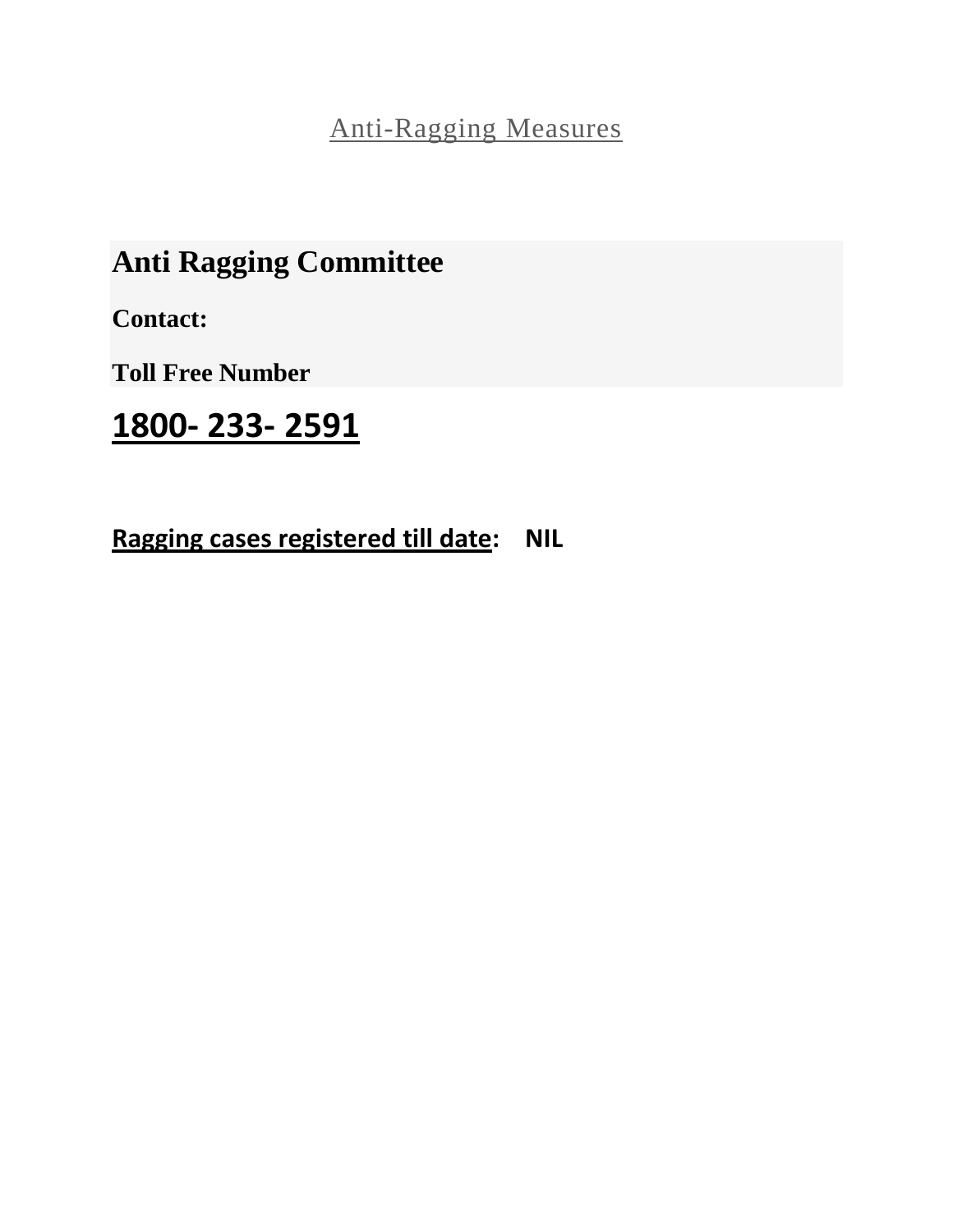# Anti-Ragging Measures

## Anti Ragging Committee

**Contact:**

**Toll Free Number**

## 1800- 233- 2591

**Ragging cases registered till date: NIL**